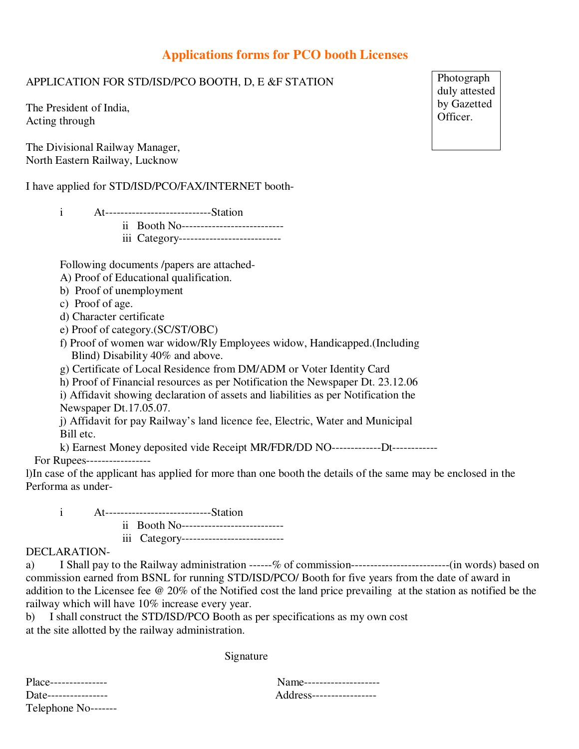# Applications forms for PCO booth Licenses

APPLICATION FOR STD/ISD/PCO BOOTH, D, E &F STATION

Photograph duly attested by Gazetted Officer.

The President of India,
Acting through

The Divisional Railway Manager,
North Eastern Railway, Lucknow

I have applied for STD/ISD/PCO/FAX/INTERNET booth-

i At----------------------------Station
ii Booth No---------------------------
iii Category---------------------------

Following documents /papers are attached-

A) Proof of Educational qualification.
b) Proof of unemployment
c) Proof of age.
d) Character certificate
e) Proof of category.(SC/ST/OBC)
f) Proof of women war widow/Rly Employees widow, Handicapped.(Including Blind) Disability 40% and above.
g) Certificate of Local Residence from DM/ADM or Voter Identity Card
h) Proof of Financial resources as per Notification the Newspaper Dt. 23.12.06
i) Affidavit showing declaration of assets and liabilities as per Notification the Newspaper Dt.17.05.07.
j) Affidavit for pay Railway's land licence fee, Electric, Water and Municipal Bill etc.
k) Earnest Money deposited vide Receipt MR/FDR/DD NO-------------Dt------------ For Rupees-----------------

l)In case of the applicant has applied for more than one booth the details of the same may be enclosed in the Performa as under-

i At----------------------------Station
ii Booth No---------------------------
iii Category---------------------------

DECLARATION-

a) I Shall pay to the Railway administration ------% of commission--------------------------(in words) based on commission earned from BSNL for running STD/ISD/PCO/ Booth for five years from the date of award in addition to the Licensee fee @ 20% of the Notified cost the land price prevailing at the station as notified be the railway which will have 10% increase every year.

b) I shall construct the STD/ISD/PCO Booth as per specifications as my own cost at the site allotted by the railway administration.

Signature

Place---------------
Date----------------
Telephone No-------

Name--------------------
Address-----------------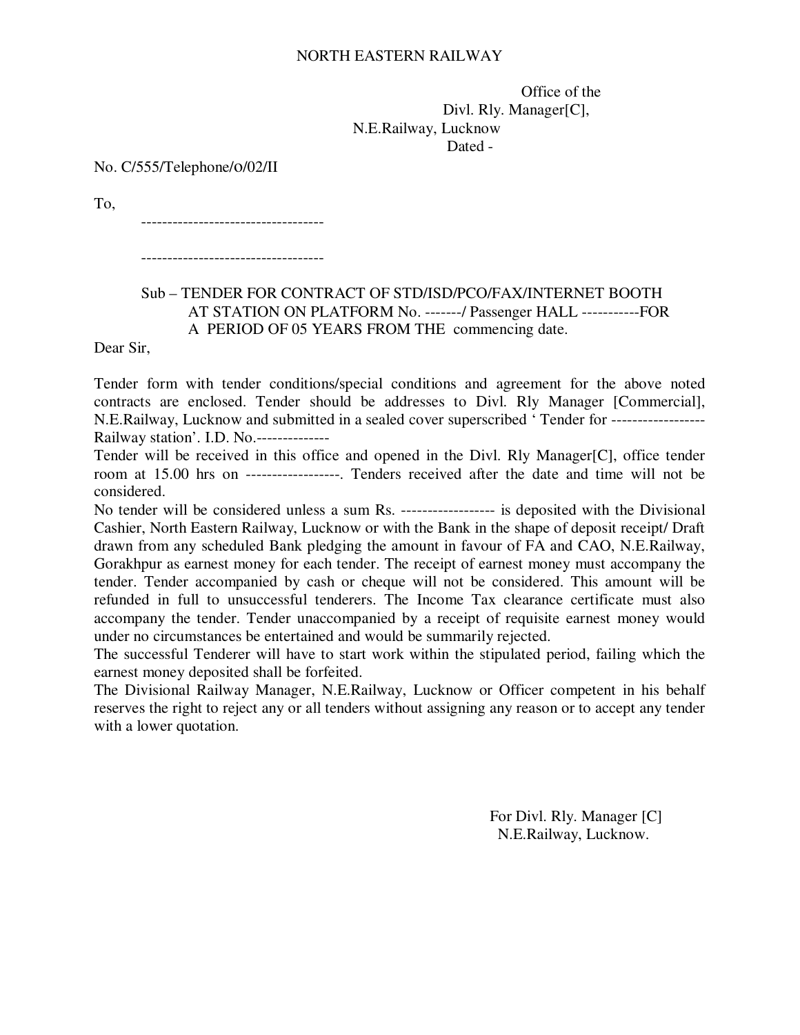NORTH EASTERN RAILWAY

Office of the
Divl. Rly. Manager[C],
N.E.Railway, Lucknow
Dated -

No. C/555/Telephone/0/02/II

To,

-----------------------------------

-----------------------------------

Sub – TENDER FOR CONTRACT OF STD/ISD/PCO/FAX/INTERNET BOOTH AT STATION ON PLATFORM No. -------/ Passenger HALL -----------FOR A PERIOD OF 05 YEARS FROM THE commencing date.

Dear Sir,

Tender form with tender conditions/special conditions and agreement for the above noted contracts are enclosed. Tender should be addresses to Divl. Rly Manager [Commercial], N.E.Railway, Lucknow and submitted in a sealed cover superscribed ' Tender for ------------------ Railway station'. I.D. No.--------------

Tender will be received in this office and opened in the Divl. Rly Manager[C], office tender room at 15.00 hrs on ------------------. Tenders received after the date and time will not be considered.

No tender will be considered unless a sum Rs. ------------------ is deposited with the Divisional Cashier, North Eastern Railway, Lucknow or with the Bank in the shape of deposit receipt/ Draft drawn from any scheduled Bank pledging the amount in favour of FA and CAO, N.E.Railway, Gorakhpur as earnest money for each tender. The receipt of earnest money must accompany the tender. Tender accompanied by cash or cheque will not be considered. This amount will be refunded in full to unsuccessful tenderers. The Income Tax clearance certificate must also accompany the tender. Tender unaccompanied by a receipt of requisite earnest money would under no circumstances be entertained and would be summarily rejected.

The successful Tenderer will have to start work within the stipulated period, failing which the earnest money deposited shall be forfeited.

The Divisional Railway Manager, N.E.Railway, Lucknow or Officer competent in his behalf reserves the right to reject any or all tenders without assigning any reason or to accept any tender with a lower quotation.

For Divl. Rly. Manager [C]
N.E.Railway, Lucknow.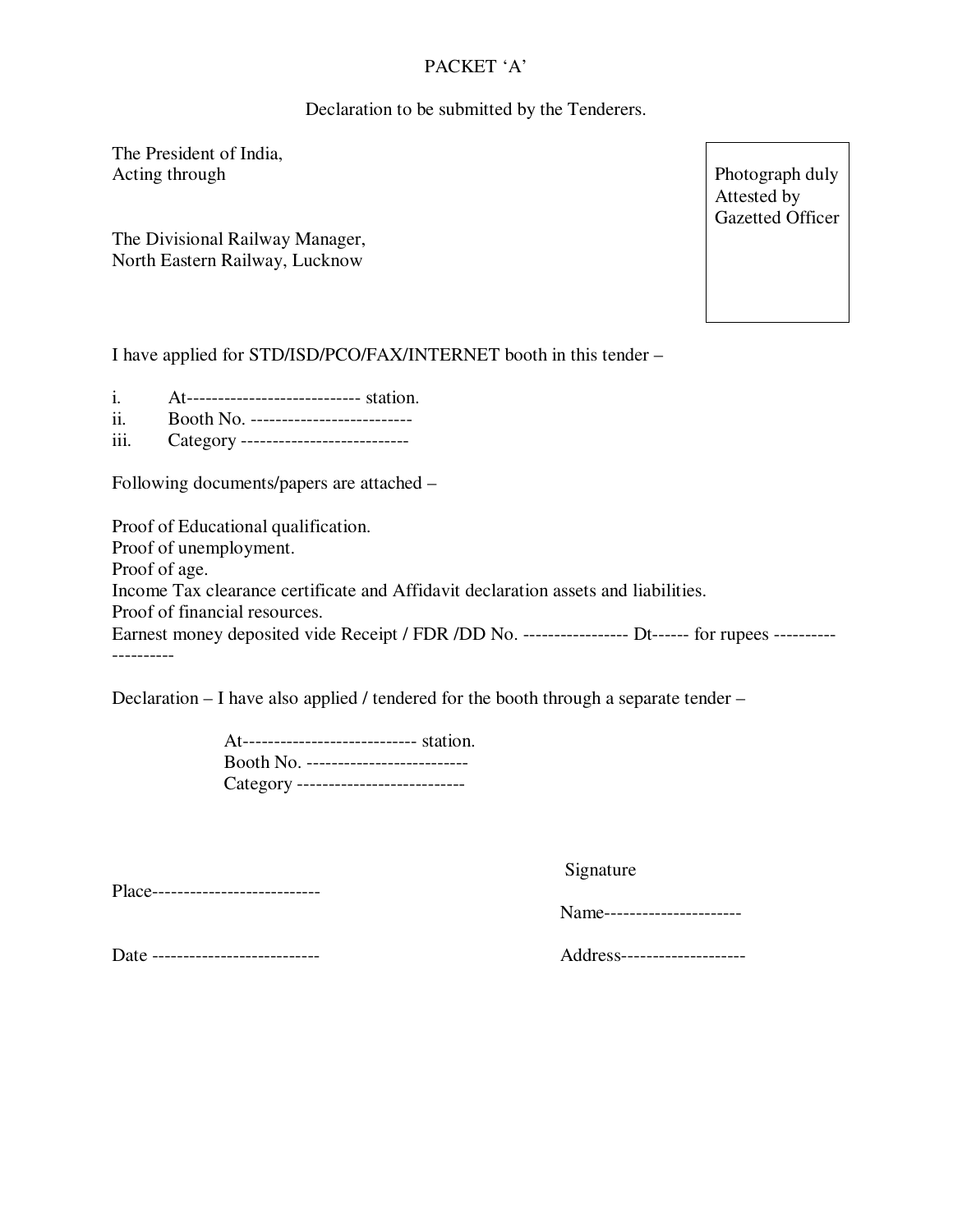# PACKET 'A'

Declaration to be submitted by the Tenderers.

The President of India,
Acting through

The Divisional Railway Manager,
North Eastern Railway, Lucknow

Photograph duly Attested by Gazetted Officer

I have applied for STD/ISD/PCO/FAX/INTERNET booth in this tender –

i. At---------------------------- station.
ii. Booth No. --------------------------
iii. Category ---------------------------

Following documents/papers are attached –

Proof of Educational qualification.
Proof of unemployment.
Proof of age.
Income Tax clearance certificate and Affidavit declaration assets and liabilities.
Proof of financial resources.
Earnest money deposited vide Receipt / FDR /DD No. ----------------- Dt------ for rupees --------------------

Declaration – I have also applied / tendered for the booth through a separate tender –

At---------------------------- station.
Booth No. --------------------------
Category ---------------------------

Signature

Place---------------------------

Name----------------------

Date ---------------------------

Address--------------------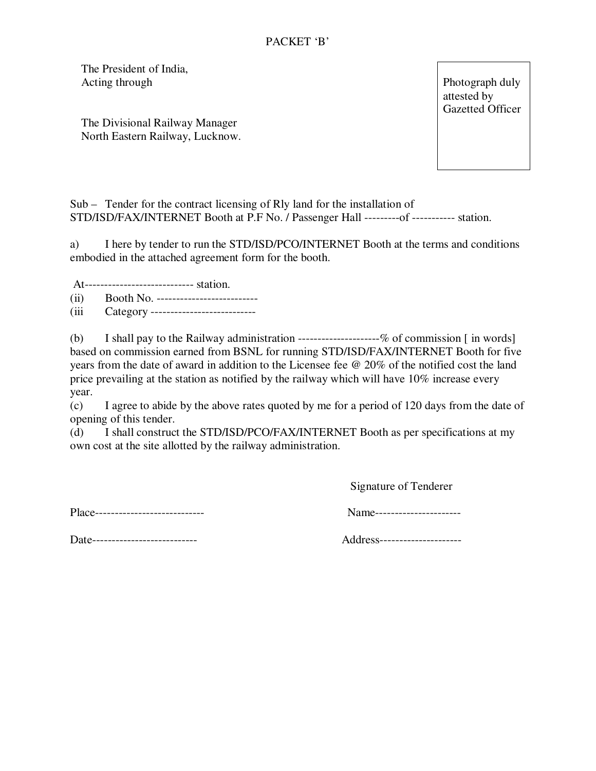PACKET 'B'

The President of India,
Acting through

The Divisional Railway Manager
North Eastern Railway, Lucknow.

Photograph duly attested by Gazetted Officer

Sub – Tender for the contract licensing of Rly land for the installation of STD/ISD/FAX/INTERNET Booth at P.F No. / Passenger Hall ---------of ----------- station.

a) I here by tender to run the STD/ISD/PCO/INTERNET Booth at the terms and conditions embodied in the attached agreement form for the booth.

At---------------------------- station.
(ii) Booth No. --------------------------
(iii Category ---------------------------

(b) I shall pay to the Railway administration ---------------------% of commission [ in words] based on commission earned from BSNL for running STD/ISD/FAX/INTERNET Booth for five years from the date of award in addition to the Licensee fee @ 20% of the notified cost the land price prevailing at the station as notified by the railway which will have 10% increase every year.

(c) I agree to abide by the above rates quoted by me for a period of 120 days from the date of opening of this tender.

(d) I shall construct the STD/ISD/PCO/FAX/INTERNET Booth as per specifications at my own cost at the site allotted by the railway administration.

Signature of Tenderer

Place---------------------------- Name----------------------

Date--------------------------- Address---------------------